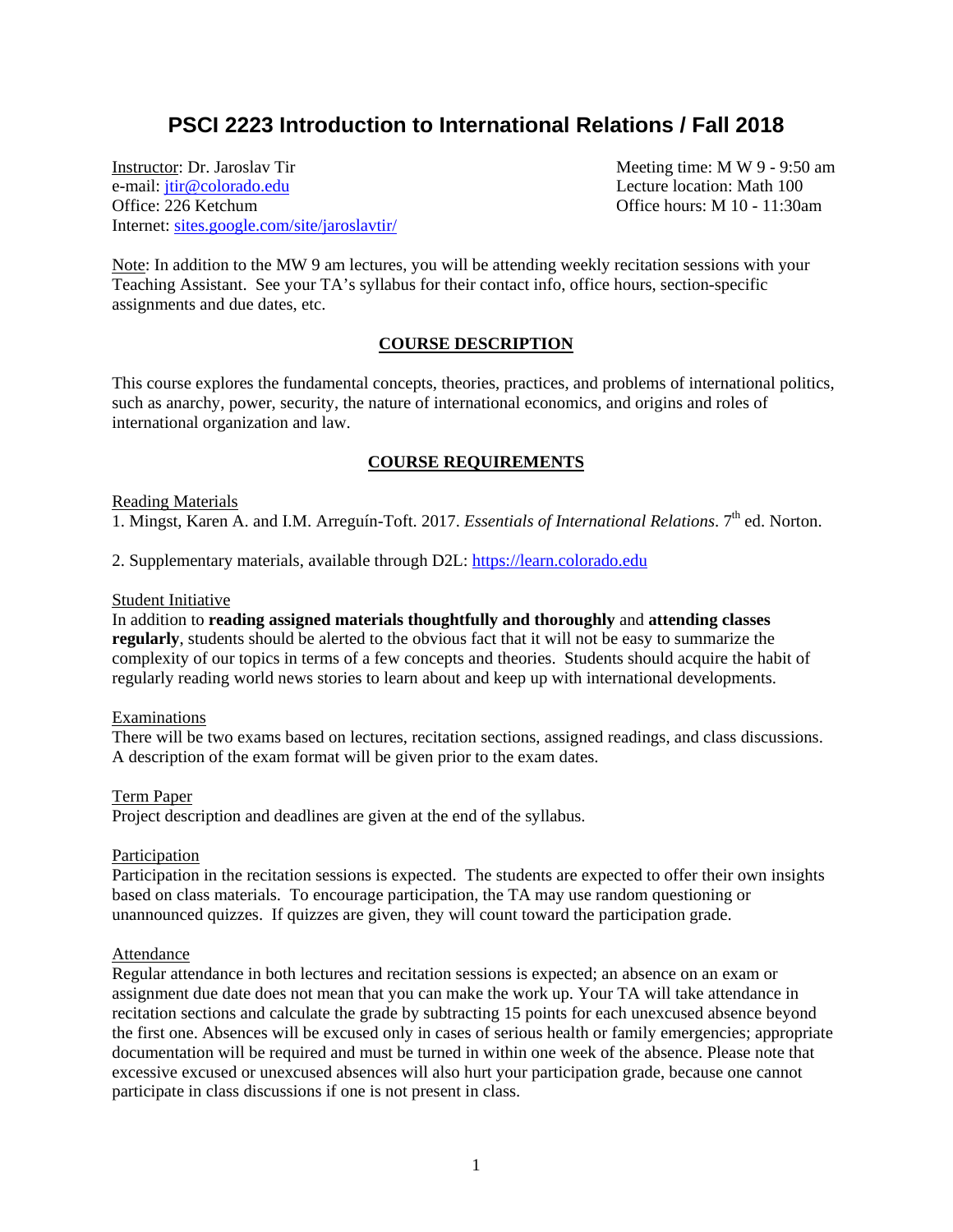# PSCI 2223 Introduction to International Relations / Fall 2018

Instructor: Dr. Jaroslav Tir
e-mail: jtir@colorado.edu
Office: 226 Ketchum
Internet: sites.google.com/site/jaroslavtir/

Meeting time: M W 9 - 9:50 am
Lecture location: Math 100
Office hours: M 10 - 11:30am

Note: In addition to the MW 9 am lectures, you will be attending weekly recitation sessions with your Teaching Assistant. See your TA's syllabus for their contact info, office hours, section-specific assignments and due dates, etc.

## COURSE DESCRIPTION

This course explores the fundamental concepts, theories, practices, and problems of international politics, such as anarchy, power, security, the nature of international economics, and origins and roles of international organization and law.

## COURSE REQUIREMENTS

### Reading Materials

1. Mingst, Karen A. and I.M. Arreguín-Toft. 2017. *Essentials of International Relations*. 7th ed. Norton.

2. Supplementary materials, available through D2L: https://learn.colorado.edu

### Student Initiative

In addition to **reading assigned materials thoughtfully and thoroughly** and **attending classes regularly**, students should be alerted to the obvious fact that it will not be easy to summarize the complexity of our topics in terms of a few concepts and theories. Students should acquire the habit of regularly reading world news stories to learn about and keep up with international developments.

### Examinations

There will be two exams based on lectures, recitation sections, assigned readings, and class discussions. A description of the exam format will be given prior to the exam dates.

### Term Paper

Project description and deadlines are given at the end of the syllabus.

### Participation

Participation in the recitation sessions is expected. The students are expected to offer their own insights based on class materials. To encourage participation, the TA may use random questioning or unannounced quizzes. If quizzes are given, they will count toward the participation grade.

### Attendance

Regular attendance in both lectures and recitation sessions is expected; an absence on an exam or assignment due date does not mean that you can make the work up. Your TA will take attendance in recitation sections and calculate the grade by subtracting 15 points for each unexcused absence beyond the first one. Absences will be excused only in cases of serious health or family emergencies; appropriate documentation will be required and must be turned in within one week of the absence. Please note that excessive excused or unexcused absences will also hurt your participation grade, because one cannot participate in class discussions if one is not present in class.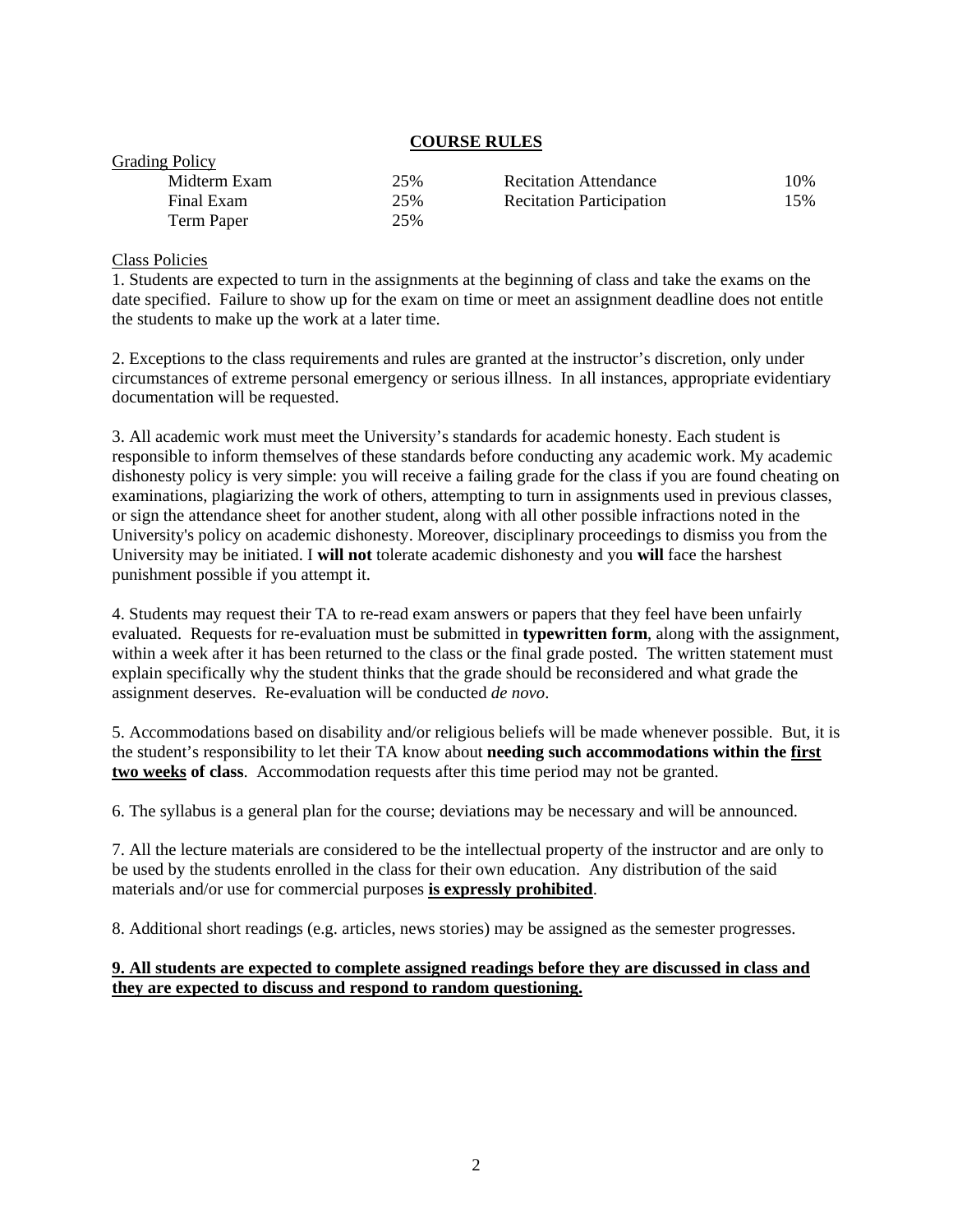## COURSE RULES

<u>Grading Policy</u>

| | | | |
|---|---|---|---|
| Midterm Exam | 25% | Recitation Attendance | 10% |
| Final Exam | 25% | Recitation Participation | 15% |
| Term Paper | 25% | | |

<u>Class Policies</u>

1. Students are expected to turn in the assignments at the beginning of class and take the exams on the date specified. Failure to show up for the exam on time or meet an assignment deadline does not entitle the students to make up the work at a later time.

2. Exceptions to the class requirements and rules are granted at the instructor's discretion, only under circumstances of extreme personal emergency or serious illness. In all instances, appropriate evidentiary documentation will be requested.

3. All academic work must meet the University's standards for academic honesty. Each student is responsible to inform themselves of these standards before conducting any academic work. My academic dishonesty policy is very simple: you will receive a failing grade for the class if you are found cheating on examinations, plagiarizing the work of others, attempting to turn in assignments used in previous classes, or sign the attendance sheet for another student, along with all other possible infractions noted in the University's policy on academic dishonesty. Moreover, disciplinary proceedings to dismiss you from the University may be initiated. I **will not** tolerate academic dishonesty and you **will** face the harshest punishment possible if you attempt it.

4. Students may request their TA to re-read exam answers or papers that they feel have been unfairly evaluated. Requests for re-evaluation must be submitted in **typewritten form**, along with the assignment, within a week after it has been returned to the class or the final grade posted. The written statement must explain specifically why the student thinks that the grade should be reconsidered and what grade the assignment deserves. Re-evaluation will be conducted *de novo*.

5. Accommodations based on disability and/or religious beliefs will be made whenever possible. But, it is the student's responsibility to let their TA know about **needing such accommodations within the <u>first two weeks</u> of class**. Accommodation requests after this time period may not be granted.

6. The syllabus is a general plan for the course; deviations may be necessary and will be announced.

7. All the lecture materials are considered to be the intellectual property of the instructor and are only to be used by the students enrolled in the class for their own education. Any distribution of the said materials and/or use for commercial purposes **<u>is expressly prohibited</u>**.

8. Additional short readings (e.g. articles, news stories) may be assigned as the semester progresses.

**<u>9. All students are expected to complete assigned readings before they are discussed in class and they are expected to discuss and respond to random questioning.</u>**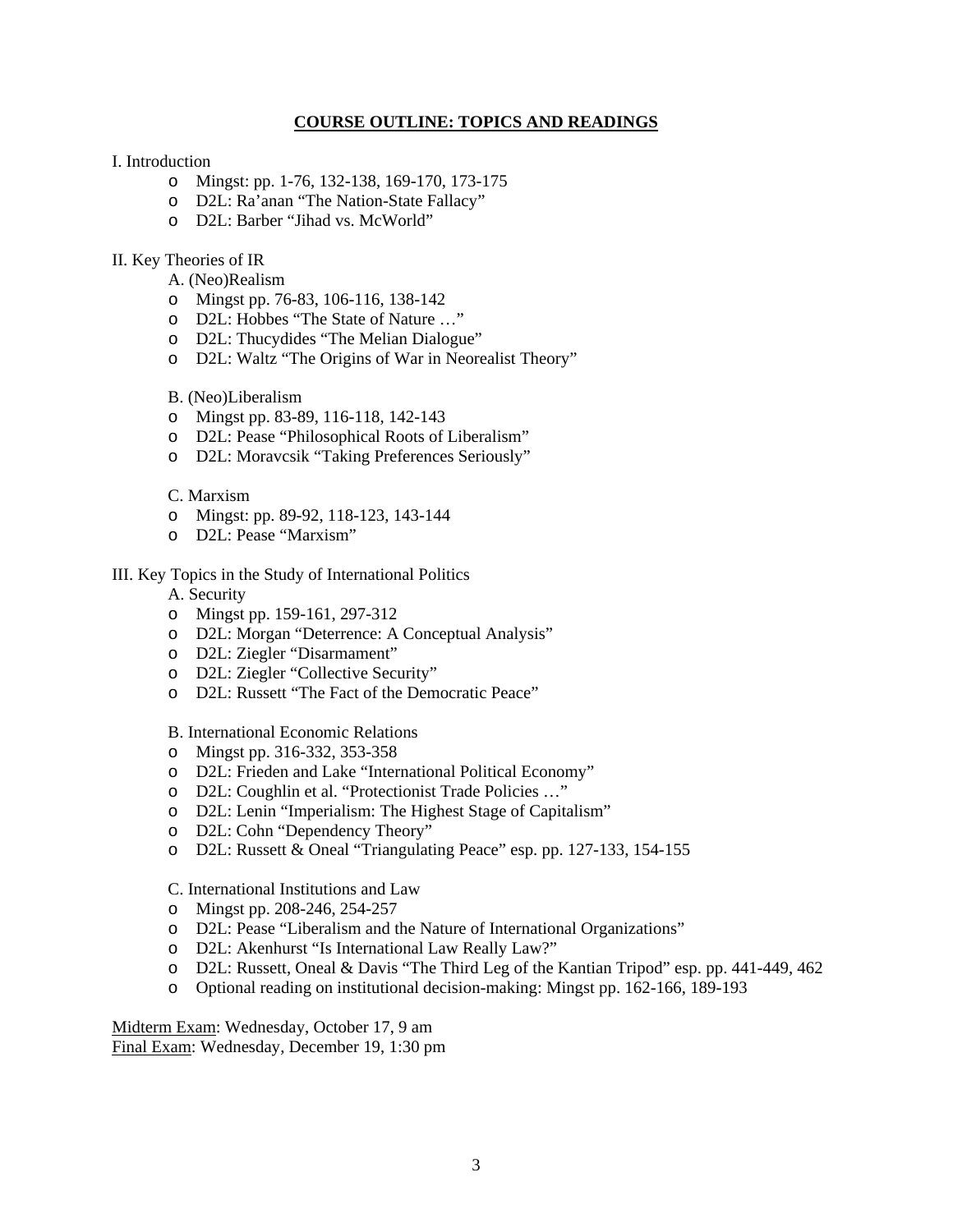# COURSE OUTLINE: TOPICS AND READINGS

I. Introduction

- Mingst: pp. 1-76, 132-138, 169-170, 173-175
- D2L: Ra'anan "The Nation-State Fallacy"
- D2L: Barber "Jihad vs. McWorld"

II. Key Theories of IR

A. (Neo)Realism

- Mingst pp. 76-83, 106-116, 138-142
- D2L: Hobbes "The State of Nature …"
- D2L: Thucydides "The Melian Dialogue"
- D2L: Waltz "The Origins of War in Neorealist Theory"

B. (Neo)Liberalism

- Mingst pp. 83-89, 116-118, 142-143
- D2L: Pease "Philosophical Roots of Liberalism"
- D2L: Moravcsik "Taking Preferences Seriously"

C. Marxism

- Mingst: pp. 89-92, 118-123, 143-144
- D2L: Pease "Marxism"

III. Key Topics in the Study of International Politics

A. Security

- Mingst pp. 159-161, 297-312
- D2L: Morgan "Deterrence: A Conceptual Analysis"
- D2L: Ziegler "Disarmament"
- D2L: Ziegler "Collective Security"
- D2L: Russett "The Fact of the Democratic Peace"

B. International Economic Relations

- Mingst pp. 316-332, 353-358
- D2L: Frieden and Lake "International Political Economy"
- D2L: Coughlin et al. "Protectionist Trade Policies …"
- D2L: Lenin "Imperialism: The Highest Stage of Capitalism"
- D2L: Cohn "Dependency Theory"
- D2L: Russett & Oneal "Triangulating Peace" esp. pp. 127-133, 154-155

C. International Institutions and Law

- Mingst pp. 208-246, 254-257
- D2L: Pease "Liberalism and the Nature of International Organizations"
- D2L: Akenhurst "Is International Law Really Law?"
- D2L: Russett, Oneal & Davis "The Third Leg of the Kantian Tripod" esp. pp. 441-449, 462
- Optional reading on institutional decision-making: Mingst pp. 162-166, 189-193

Midterm Exam: Wednesday, October 17, 9 am
Final Exam: Wednesday, December 19, 1:30 pm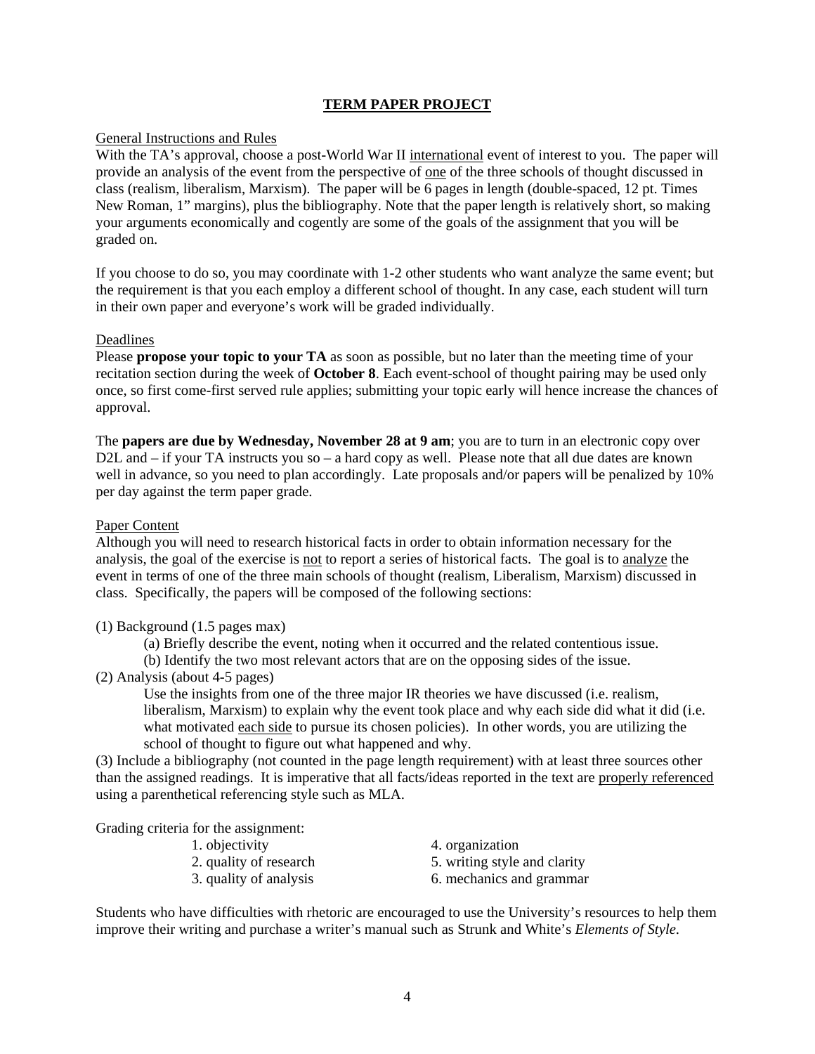## **TERM PAPER PROJECT**

General Instructions and Rules

With the TA's approval, choose a post-World War II international event of interest to you. The paper will provide an analysis of the event from the perspective of one of the three schools of thought discussed in class (realism, liberalism, Marxism). The paper will be 6 pages in length (double-spaced, 12 pt. Times New Roman, 1" margins), plus the bibliography. Note that the paper length is relatively short, so making your arguments economically and cogently are some of the goals of the assignment that you will be graded on.

If you choose to do so, you may coordinate with 1-2 other students who want analyze the same event; but the requirement is that you each employ a different school of thought. In any case, each student will turn in their own paper and everyone's work will be graded individually.

Deadlines

Please **propose your topic to your TA** as soon as possible, but no later than the meeting time of your recitation section during the week of **October 8**. Each event-school of thought pairing may be used only once, so first come-first served rule applies; submitting your topic early will hence increase the chances of approval.

The **papers are due by Wednesday, November 28 at 9 am**; you are to turn in an electronic copy over D2L and – if your TA instructs you so – a hard copy as well. Please note that all due dates are known well in advance, so you need to plan accordingly. Late proposals and/or papers will be penalized by 10% per day against the term paper grade.

Paper Content

Although you will need to research historical facts in order to obtain information necessary for the analysis, the goal of the exercise is not to report a series of historical facts. The goal is to analyze the event in terms of one of the three main schools of thought (realism, Liberalism, Marxism) discussed in class. Specifically, the papers will be composed of the following sections:

(1) Background (1.5 pages max)
- (a) Briefly describe the event, noting when it occurred and the related contentious issue.
- (b) Identify the two most relevant actors that are on the opposing sides of the issue.

(2) Analysis (about 4-5 pages)

Use the insights from one of the three major IR theories we have discussed (i.e. realism, liberalism, Marxism) to explain why the event took place and why each side did what it did (i.e. what motivated each side to pursue its chosen policies). In other words, you are utilizing the school of thought to figure out what happened and why.

(3) Include a bibliography (not counted in the page length requirement) with at least three sources other than the assigned readings. It is imperative that all facts/ideas reported in the text are properly referenced using a parenthetical referencing style such as MLA.

Grading criteria for the assignment:

1. objectivity
2. quality of research
3. quality of analysis
4. organization
5. writing style and clarity
6. mechanics and grammar

Students who have difficulties with rhetoric are encouraged to use the University's resources to help them improve their writing and purchase a writer's manual such as Strunk and White's *Elements of Style*.